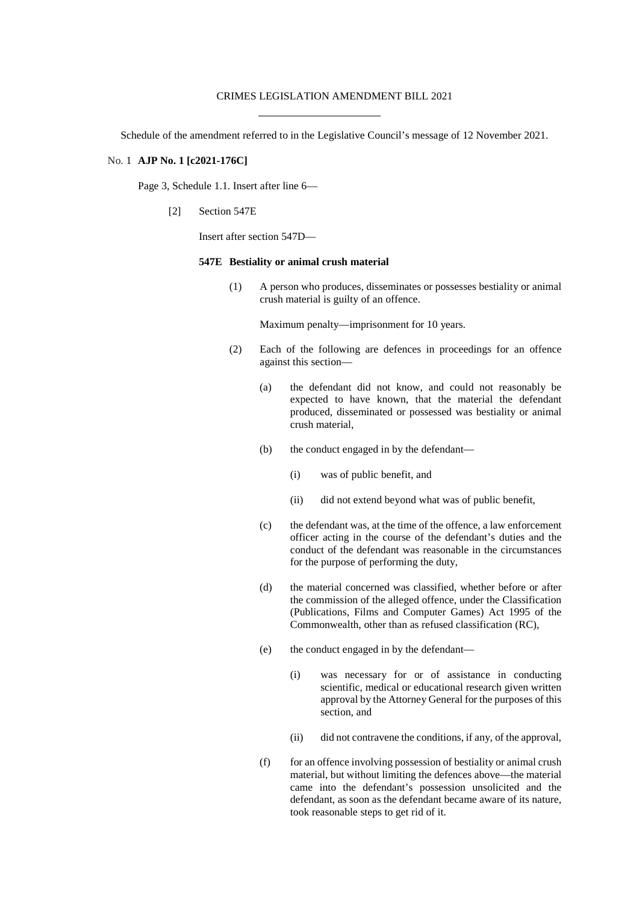CRIMES LEGISLATION AMENDMENT BILL 2021

---

Schedule of the amendment referred to in the Legislative Council's message of 12 November 2021.

No. 1 **AJP No. 1 [c2021-176C]**

Page 3, Schedule 1.1. Insert after line 6—

[2] Section 547E

Insert after section 547D—

**547E Bestiality or animal crush material**

(1) A person who produces, disseminates or possesses bestiality or animal crush material is guilty of an offence.

Maximum penalty—imprisonment for 10 years.

(2) Each of the following are defences in proceedings for an offence against this section—

(a) the defendant did not know, and could not reasonably be expected to have known, that the material the defendant produced, disseminated or possessed was bestiality or animal crush material,

(b) the conduct engaged in by the defendant—

(i) was of public benefit, and

(ii) did not extend beyond what was of public benefit,

(c) the defendant was, at the time of the offence, a law enforcement officer acting in the course of the defendant's duties and the conduct of the defendant was reasonable in the circumstances for the purpose of performing the duty,

(d) the material concerned was classified, whether before or after the commission of the alleged offence, under the Classification (Publications, Films and Computer Games) Act 1995 of the Commonwealth, other than as refused classification (RC),

(e) the conduct engaged in by the defendant—

(i) was necessary for or of assistance in conducting scientific, medical or educational research given written approval by the Attorney General for the purposes of this section, and

(ii) did not contravene the conditions, if any, of the approval,

(f) for an offence involving possession of bestiality or animal crush material, but without limiting the defences above—the material came into the defendant's possession unsolicited and the defendant, as soon as the defendant became aware of its nature, took reasonable steps to get rid of it.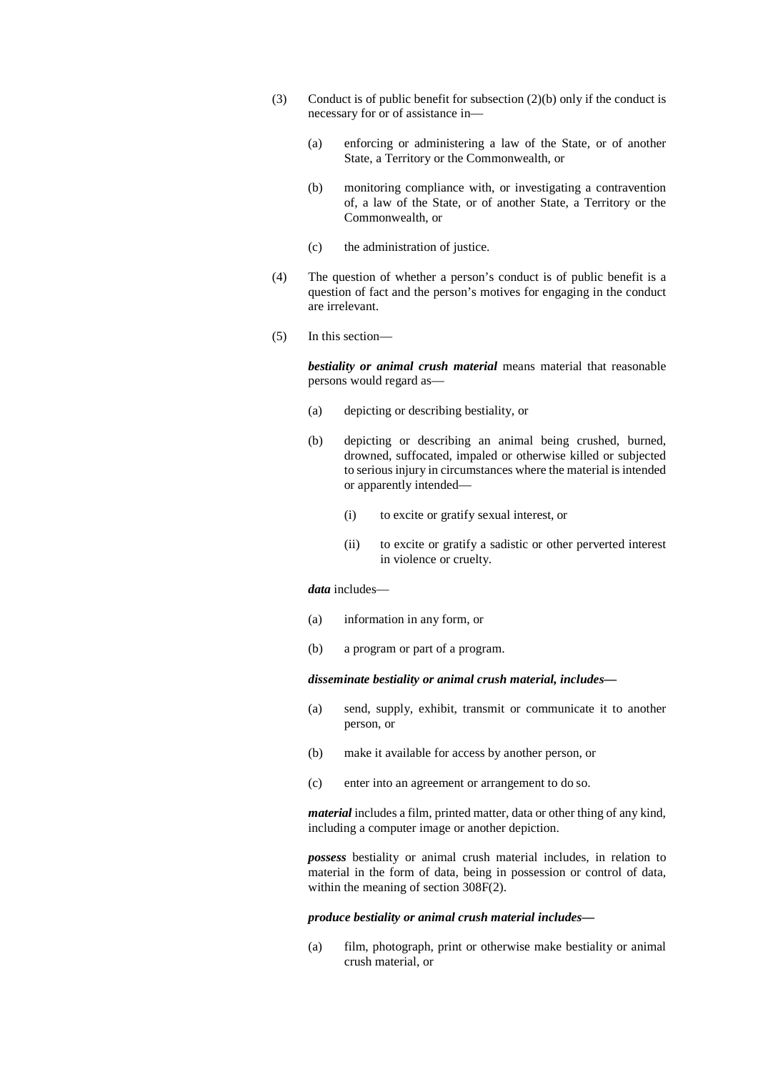(3) Conduct is of public benefit for subsection (2)(b) only if the conduct is necessary for or of assistance in—

  (a) enforcing or administering a law of the State, or of another State, a Territory or the Commonwealth, or

  (b) monitoring compliance with, or investigating a contravention of, a law of the State, or of another State, a Territory or the Commonwealth, or

  (c) the administration of justice.

(4) The question of whether a person's conduct is of public benefit is a question of fact and the person's motives for engaging in the conduct are irrelevant.

(5) In this section—

***bestiality or animal crush material*** means material that reasonable persons would regard as—

  (a) depicting or describing bestiality, or

  (b) depicting or describing an animal being crushed, burned, drowned, suffocated, impaled or otherwise killed or subjected to serious injury in circumstances where the material is intended or apparently intended—

    (i) to excite or gratify sexual interest, or

    (ii) to excite or gratify a sadistic or other perverted interest in violence or cruelty.

***data*** includes—

  (a) information in any form, or

  (b) a program or part of a program.

***disseminate bestiality or animal crush material, includes—***

  (a) send, supply, exhibit, transmit or communicate it to another person, or

  (b) make it available for access by another person, or

  (c) enter into an agreement or arrangement to do so.

***material*** includes a film, printed matter, data or other thing of any kind, including a computer image or another depiction.

***possess*** bestiality or animal crush material includes, in relation to material in the form of data, being in possession or control of data, within the meaning of section 308F(2).

***produce bestiality or animal crush material includes—***

  (a) film, photograph, print or otherwise make bestiality or animal crush material, or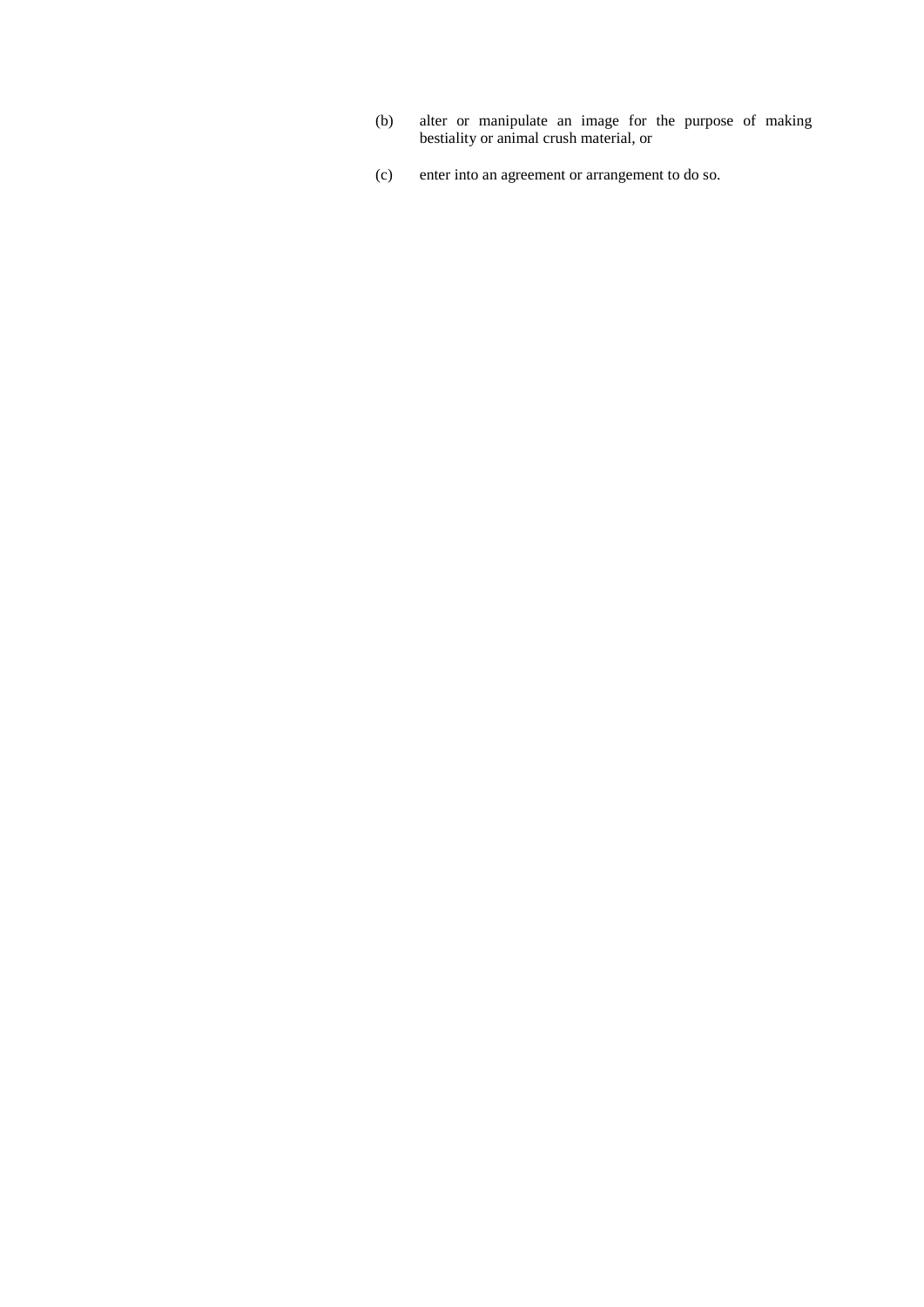(b) alter or manipulate an image for the purpose of making bestiality or animal crush material, or

(c) enter into an agreement or arrangement to do so.